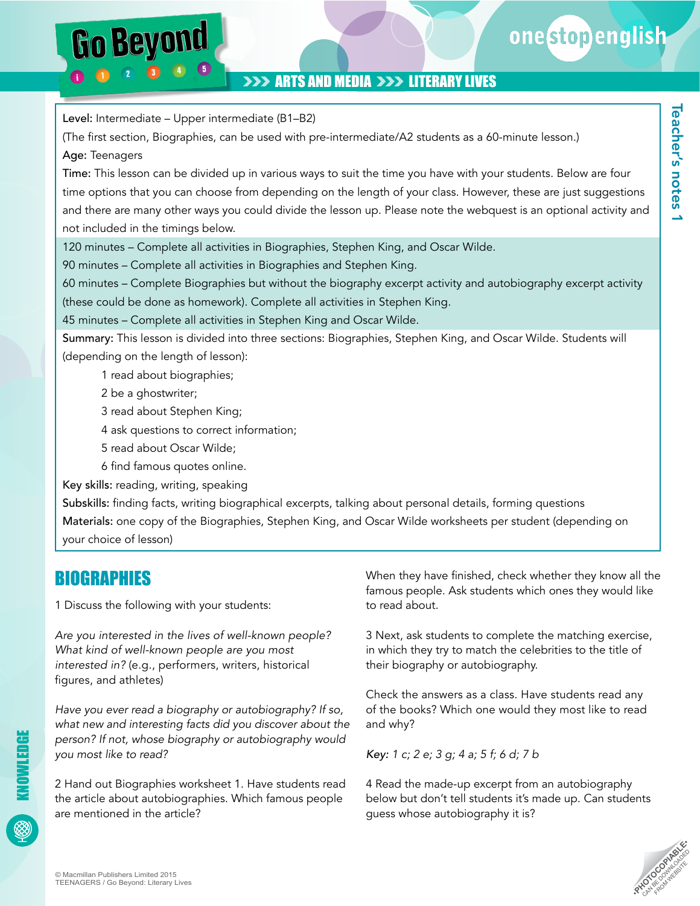# ARTS AND MEDIA >>> LITERARY LIVES

**Teacher's notes 1**

**Level:** Intermediate – Upper intermediate (B1–B2)
(The first section, Biographies, can be used with pre-intermediate/A2 students as a 60-minute lesson.)

**Age:** Teenagers

**Time:** This lesson can be divided up in various ways to suit the time you have with your students. Below are four time options that you can choose from depending on the length of your class. However, these are just suggestions and there are many other ways you could divide the lesson up. Please note the webquest is an optional activity and not included in the timings below.

120 minutes – Complete all activities in Biographies, Stephen King, and Oscar Wilde.
90 minutes – Complete all activities in Biographies and Stephen King.
60 minutes – Complete Biographies but without the biography excerpt activity and autobiography excerpt activity (these could be done as homework). Complete all activities in Stephen King.
45 minutes – Complete all activities in Stephen King and Oscar Wilde.

**Summary:** This lesson is divided into three sections: Biographies, Stephen King, and Oscar Wilde. Students will (depending on the length of lesson):

1 read about biographies;
2 be a ghostwriter;
3 read about Stephen King;
4 ask questions to correct information;
5 read about Oscar Wilde;
6 find famous quotes online.

**Key skills:** reading, writing, speaking

**Subskills:** finding facts, writing biographical excerpts, talking about personal details, forming questions

**Materials:** one copy of the Biographies, Stephen King, and Oscar Wilde worksheets per student (depending on your choice of lesson)

## BIOGRAPHIES

1 Discuss the following with your students:

*Are you interested in the lives of well-known people? What kind of well-known people are you most interested in?* (e.g., performers, writers, historical figures, and athletes)

*Have you ever read a biography or autobiography? If so, what new and interesting facts did you discover about the person? If not, whose biography or autobiography would you most like to read?*

2 Hand out Biographies worksheet 1. Have students read the article about autobiographies. Which famous people are mentioned in the article?

When they have finished, check whether they know all the famous people. Ask students which ones they would like to read about.

3 Next, ask students to complete the matching exercise, in which they try to match the celebrities to the title of their biography or autobiography.

Check the answers as a class. Have students read any of the books? Which one would they most like to read and why?

*Key: 1 c; 2 e; 3 g; 4 a; 5 f; 6 d; 7 b*

4 Read the made-up excerpt from an autobiography below but don't tell students it's made up. Can students guess whose autobiography it is?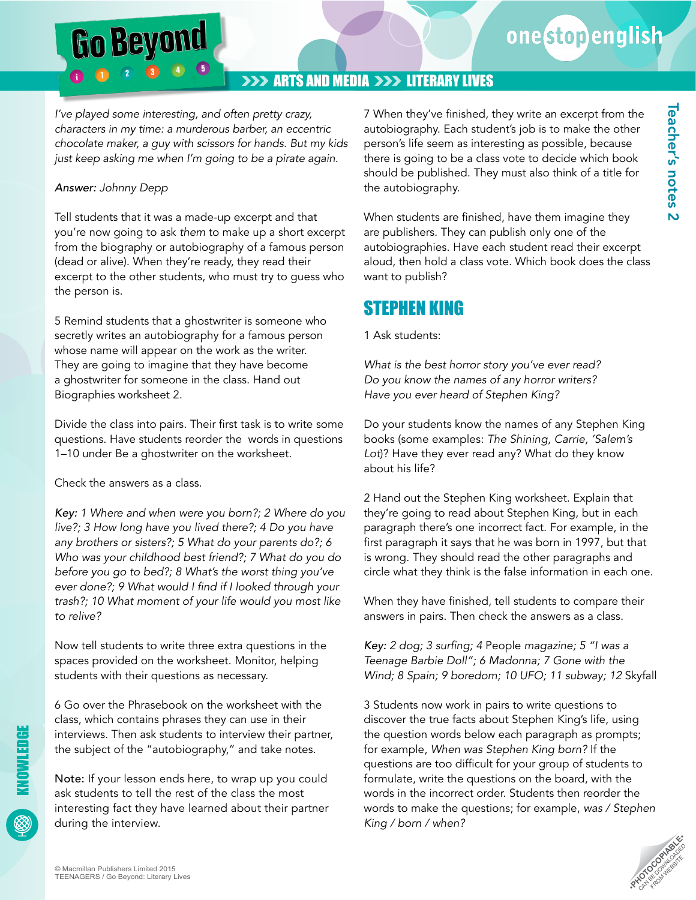*I've played some interesting, and often pretty crazy, characters in my time: a murderous barber, an eccentric chocolate maker, a guy with scissors for hands. But my kids just keep asking me when I'm going to be a pirate again.*

*Answer:* Johnny Depp

Tell students that it was a made-up excerpt and that you're now going to ask *them* to make up a short excerpt from the biography or autobiography of a famous person (dead or alive). When they're ready, they read their excerpt to the other students, who must try to guess who the person is.

5 Remind students that a ghostwriter is someone who secretly writes an autobiography for a famous person whose name will appear on the work as the writer. They are going to imagine that they have become a ghostwriter for someone in the class. Hand out Biographies worksheet 2.

Divide the class into pairs. Their first task is to write some questions. Have students reorder the words in questions 1–10 under Be a ghostwriter on the worksheet.

Check the answers as a class.

*Key: 1 Where and when were you born?; 2 Where do you live?; 3 How long have you lived there?; 4 Do you have any brothers or sisters?; 5 What do your parents do?; 6 Who was your childhood best friend?; 7 What do you do before you go to bed?; 8 What's the worst thing you've ever done?; 9 What would I find if I looked through your trash?; 10 What moment of your life would you most like to relive?*

Now tell students to write three extra questions in the spaces provided on the worksheet. Monitor, helping students with their questions as necessary.

6 Go over the Phrasebook on the worksheet with the class, which contains phrases they can use in their interviews. Then ask students to interview their partner, the subject of the "autobiography," and take notes.

Note: If your lesson ends here, to wrap up you could ask students to tell the rest of the class the most interesting fact they have learned about their partner during the interview.

7 When they've finished, they write an excerpt from the autobiography. Each student's job is to make the other person's life seem as interesting as possible, because there is going to be a class vote to decide which book should be published. They must also think of a title for the autobiography.

When students are finished, have them imagine they are publishers. They can publish only one of the autobiographies. Have each student read their excerpt aloud, then hold a class vote. Which book does the class want to publish?

## STEPHEN KING

1 Ask students:

*What is the best horror story you've ever read?*
*Do you know the names of any horror writers?*
*Have you ever heard of Stephen King?*

Do your students know the names of any Stephen King books (some examples: *The Shining*, *Carrie*, *'Salem's Lot*)? Have they ever read any? What do they know about his life?

2 Hand out the Stephen King worksheet. Explain that they're going to read about Stephen King, but in each paragraph there's one incorrect fact. For example, in the first paragraph it says that he was born in 1997, but that is wrong. They should read the other paragraphs and circle what they think is the false information in each one.

When they have finished, tell students to compare their answers in pairs. Then check the answers as a class.

*Key: 2 dog; 3 surfing; 4* People *magazine; 5 "I was a Teenage Barbie Doll"; 6 Madonna; 7 Gone with the Wind; 8 Spain; 9 boredom; 10 UFO; 11 subway; 12* Skyfall

3 Students now work in pairs to write questions to discover the true facts about Stephen King's life, using the question words below each paragraph as prompts; for example, *When was Stephen King born?* If the questions are too difficult for your group of students to formulate, write the questions on the board, with the words in the incorrect order. Students then reorder the words to make the questions; for example, *was / Stephen King / born / when?*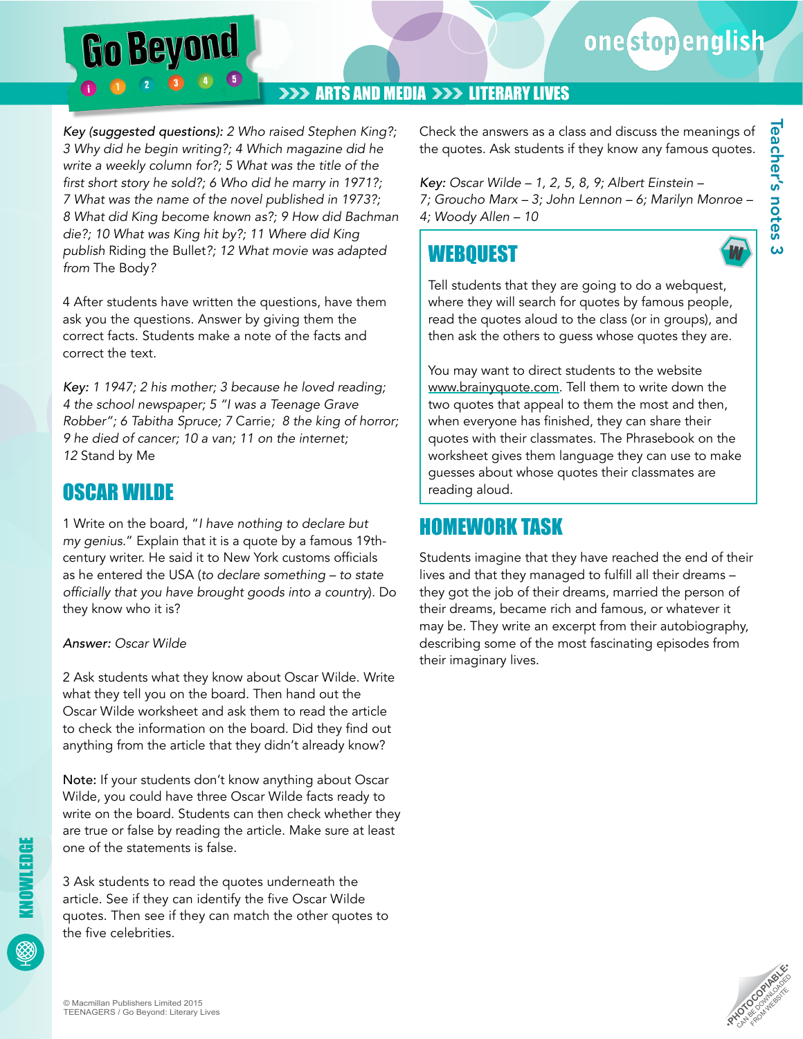*Key (suggested questions): 2 Who raised Stephen King?; 3 Why did he begin writing?; 4 Which magazine did he write a weekly column for?; 5 What was the title of the first short story he sold?; 6 Who did he marry in 1971?; 7 What was the name of the novel published in 1973?; 8 What did King become known as?; 9 How did Bachman die?; 10 What was King hit by?; 11 Where did King publish* Riding the Bullet*?; 12 What movie was adapted from* The Body*?*

4 After students have written the questions, have them ask you the questions. Answer by giving them the correct facts. Students make a note of the facts and correct the text.

*Key: 1 1947; 2 his mother; 3 because he loved reading; 4 the school newspaper; 5 "I was a Teenage Grave Robber"; 6 Tabitha Spruce; 7* Carrie*; 8 the king of horror; 9 he died of cancer; 10 a van; 11 on the internet; 12* Stand by Me

## OSCAR WILDE

1 Write on the board, "*I have nothing to declare but my genius.*" Explain that it is a quote by a famous 19th-century writer. He said it to New York customs officials as he entered the USA (*to declare something – to state officially that you have brought goods into a country*). Do they know who it is?

*Answer: Oscar Wilde*

2 Ask students what they know about Oscar Wilde. Write what they tell you on the board. Then hand out the Oscar Wilde worksheet and ask them to read the article to check the information on the board. Did they find out anything from the article that they didn't already know?

Note: If your students don't know anything about Oscar Wilde, you could have three Oscar Wilde facts ready to write on the board. Students can then check whether they are true or false by reading the article. Make sure at least one of the statements is false.

3 Ask students to read the quotes underneath the article. See if they can identify the five Oscar Wilde quotes. Then see if they can match the other quotes to the five celebrities.

Check the answers as a class and discuss the meanings of the quotes. Ask students if they know any famous quotes.

*Key: Oscar Wilde – 1, 2, 5, 8, 9; Albert Einstein – 7; Groucho Marx – 3; John Lennon – 6; Marilyn Monroe – 4; Woody Allen – 10*

## WEBQUEST

Tell students that they are going to do a webquest, where they will search for quotes by famous people, read the quotes aloud to the class (or in groups), and then ask the others to guess whose quotes they are.

You may want to direct students to the website www.brainyquote.com. Tell them to write down the two quotes that appeal to them the most and then, when everyone has finished, they can share their quotes with their classmates. The Phrasebook on the worksheet gives them language they can use to make guesses about whose quotes their classmates are reading aloud.

## HOMEWORK TASK

Students imagine that they have reached the end of their lives and that they managed to fulfill all their dreams – they got the job of their dreams, married the person of their dreams, became rich and famous, or whatever it may be. They write an excerpt from their autobiography, describing some of the most fascinating episodes from their imaginary lives.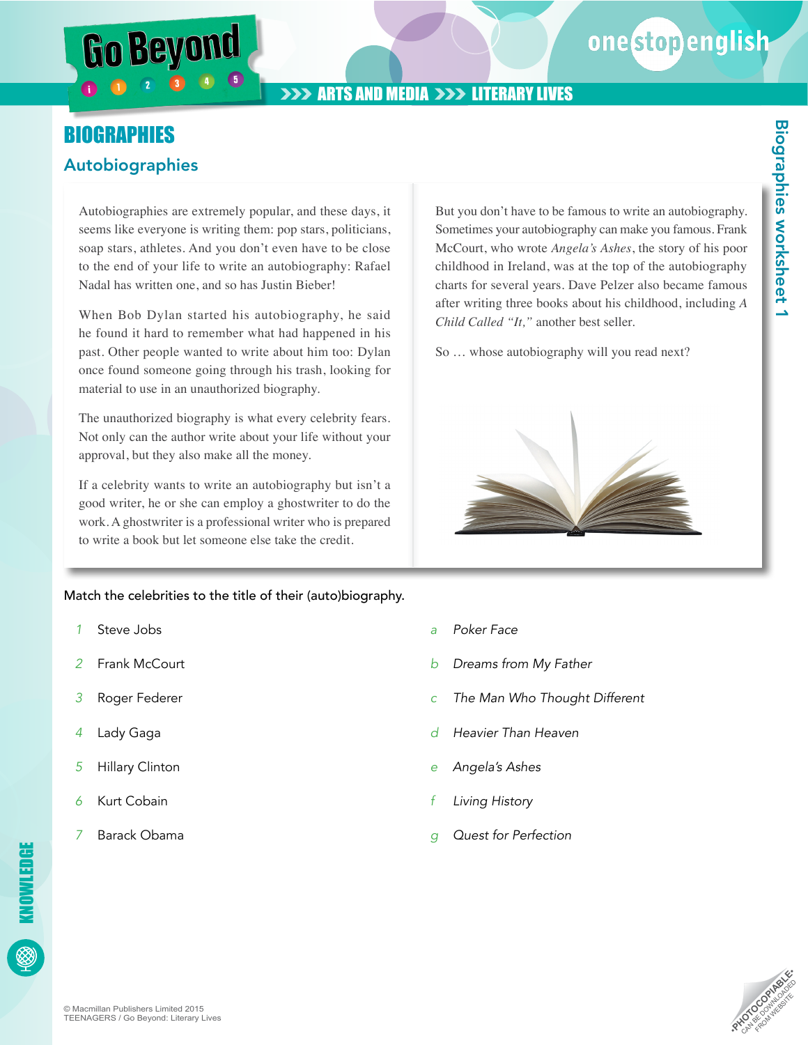# BIOGRAPHIES

## Autobiographies

Autobiographies are extremely popular, and these days, it seems like everyone is writing them: pop stars, politicians, soap stars, athletes. And you don't even have to be close to the end of your life to write an autobiography: Rafael Nadal has written one, and so has Justin Bieber!

When Bob Dylan started his autobiography, he said he found it hard to remember what had happened in his past. Other people wanted to write about him too: Dylan once found someone going through his trash, looking for material to use in an unauthorized biography.

The unauthorized biography is what every celebrity fears. Not only can the author write about your life without your approval, but they also make all the money.

If a celebrity wants to write an autobiography but isn't a good writer, he or she can employ a ghostwriter to do the work. A ghostwriter is a professional writer who is prepared to write a book but let someone else take the credit.

But you don't have to be famous to write an autobiography. Sometimes your autobiography can make you famous. Frank McCourt, who wrote *Angela's Ashes*, the story of his poor childhood in Ireland, was at the top of the autobiography charts for several years. Dave Pelzer also became famous after writing three books about his childhood, including *A Child Called "It,"* another best seller.

So … whose autobiography will you read next?

Match the celebrities to the title of their (auto)biography.

1 Steve Jobs
2 Frank McCourt
3 Roger Federer
4 Lady Gaga
5 Hillary Clinton
6 Kurt Cobain
7 Barack Obama

a *Poker Face*
b *Dreams from My Father*
c *The Man Who Thought Different*
d *Heavier Than Heaven*
e *Angela's Ashes*
f *Living History*
g *Quest for Perfection*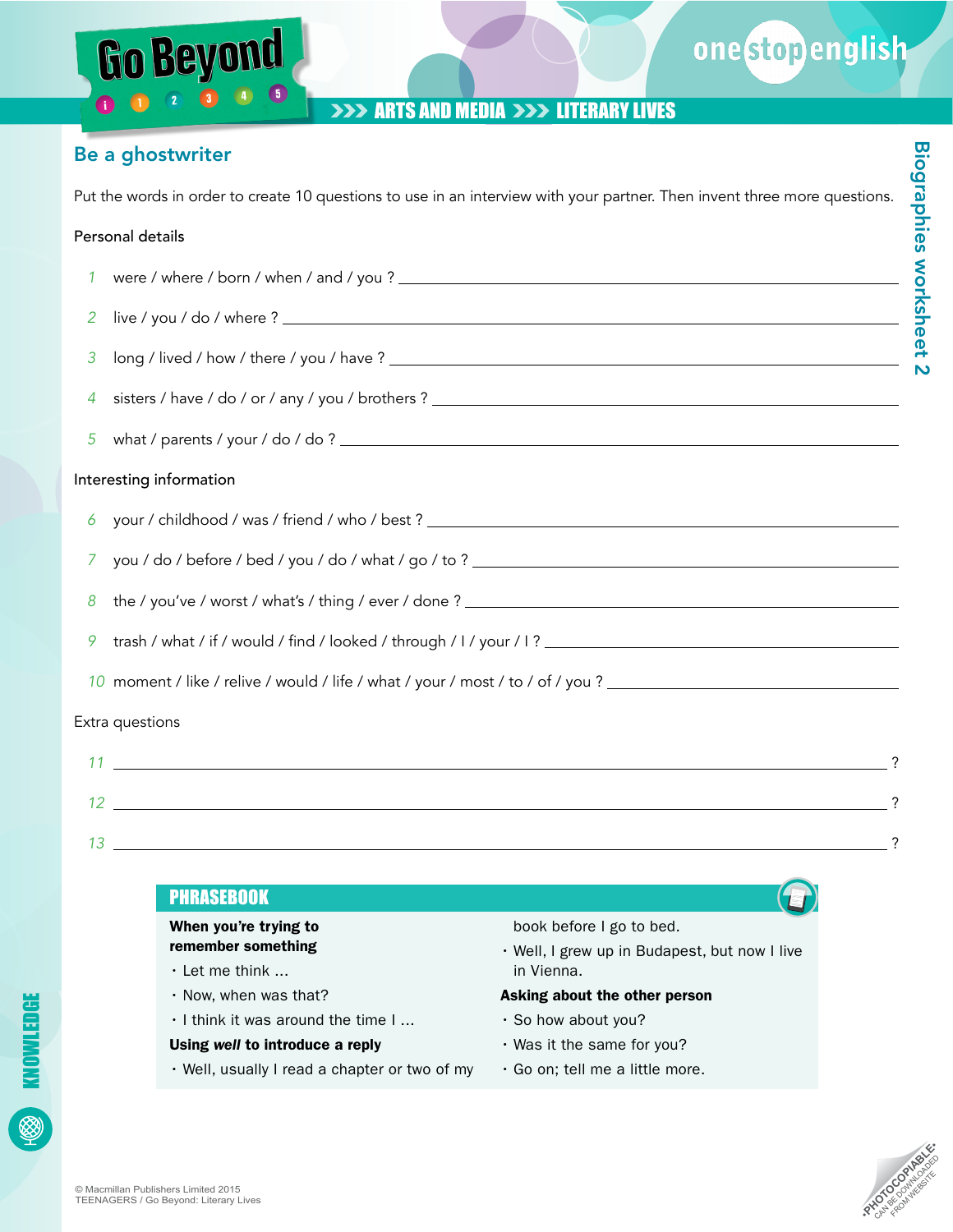## Be a ghostwriter

Put the words in order to create 10 questions to use in an interview with your partner. Then invent three more questions.

### Personal details

1. were / where / born / when / and / you ? ____________________
2. live / you / do / where ? ____________________
3. long / lived / how / there / you / have ? ____________________
4. sisters / have / do / or / any / you / brothers ? ____________________
5. what / parents / your / do / do ? ____________________

### Interesting information

6. your / childhood / was / friend / who / best ? ____________________
7. you / do / before / bed / you / do / what / go / to ? ____________________
8. the / you've / worst / what's / thing / ever / done ? ____________________
9. trash / what / if / would / find / looked / through / I / your / I ? ____________________
10. moment / like / relive / would / life / what / your / most / to / of / you ? ____________________

### Extra questions

11. ____________________ ?
12. ____________________ ?
13. ____________________ ?

### PHRASEBOOK

**When you're trying to remember something**

- Let me think …
- Now, when was that?
- I think it was around the time I …

**Using *well* to introduce a reply**

- Well, usually I read a chapter or two of my book before I go to bed.
- Well, I grew up in Budapest, but now I live in Vienna.

**Asking about the other person**

- So how about you?
- Was it the same for you?
- Go on; tell me a little more.

© Macmillan Publishers Limited 2015
TEENAGERS / Go Beyond: Literary Lives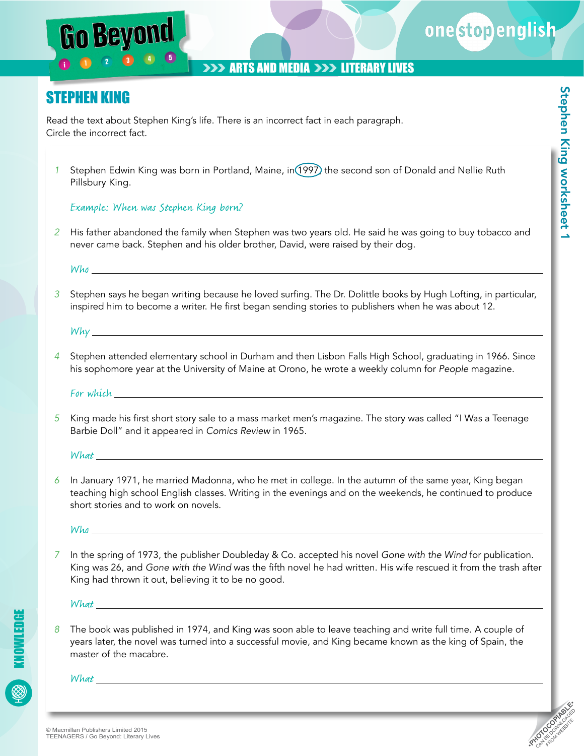# STEPHEN KING

Read the text about Stephen King's life. There is an incorrect fact in each paragraph.
Circle the incorrect fact.

1 Stephen Edwin King was born in Portland, Maine, in (1997), the second son of Donald and Nellie Ruth Pillsbury King.

*Example: When was Stephen King born?*

2 His father abandoned the family when Stephen was two years old. He said he was going to buy tobacco and never came back. Stephen and his older brother, David, were raised by their dog.

*Who* \_\_\_\_\_\_\_\_\_\_\_\_\_\_\_\_\_\_\_\_\_\_\_\_\_\_\_\_\_\_\_\_\_\_\_\_\_\_\_\_

3 Stephen says he began writing because he loved surfing. The Dr. Dolittle books by Hugh Lofting, in particular, inspired him to become a writer. He first began sending stories to publishers when he was about 12.

*Why* \_\_\_\_\_\_\_\_\_\_\_\_\_\_\_\_\_\_\_\_\_\_\_\_\_\_\_\_\_\_\_\_\_\_\_\_\_\_\_\_

4 Stephen attended elementary school in Durham and then Lisbon Falls High School, graduating in 1966. Since his sophomore year at the University of Maine at Orono, he wrote a weekly column for *People* magazine.

*For which* \_\_\_\_\_\_\_\_\_\_\_\_\_\_\_\_\_\_\_\_\_\_\_\_\_\_\_\_\_\_\_\_\_\_\_\_\_\_\_\_

5 King made his first short story sale to a mass market men's magazine. The story was called "I Was a Teenage Barbie Doll" and it appeared in *Comics Review* in 1965.

*What* \_\_\_\_\_\_\_\_\_\_\_\_\_\_\_\_\_\_\_\_\_\_\_\_\_\_\_\_\_\_\_\_\_\_\_\_\_\_\_\_

6 In January 1971, he married Madonna, who he met in college. In the autumn of the same year, King began teaching high school English classes. Writing in the evenings and on the weekends, he continued to produce short stories and to work on novels.

*Who* \_\_\_\_\_\_\_\_\_\_\_\_\_\_\_\_\_\_\_\_\_\_\_\_\_\_\_\_\_\_\_\_\_\_\_\_\_\_\_\_

7 In the spring of 1973, the publisher Doubleday & Co. accepted his novel *Gone with the Wind* for publication. King was 26, and *Gone with the Wind* was the fifth novel he had written. His wife rescued it from the trash after King had thrown it out, believing it to be no good.

*What* \_\_\_\_\_\_\_\_\_\_\_\_\_\_\_\_\_\_\_\_\_\_\_\_\_\_\_\_\_\_\_\_\_\_\_\_\_\_\_\_

8 The book was published in 1974, and King was soon able to leave teaching and write full time. A couple of years later, the novel was turned into a successful movie, and King became known as the king of Spain, the master of the macabre.

*What* \_\_\_\_\_\_\_\_\_\_\_\_\_\_\_\_\_\_\_\_\_\_\_\_\_\_\_\_\_\_\_\_\_\_\_\_\_\_\_\_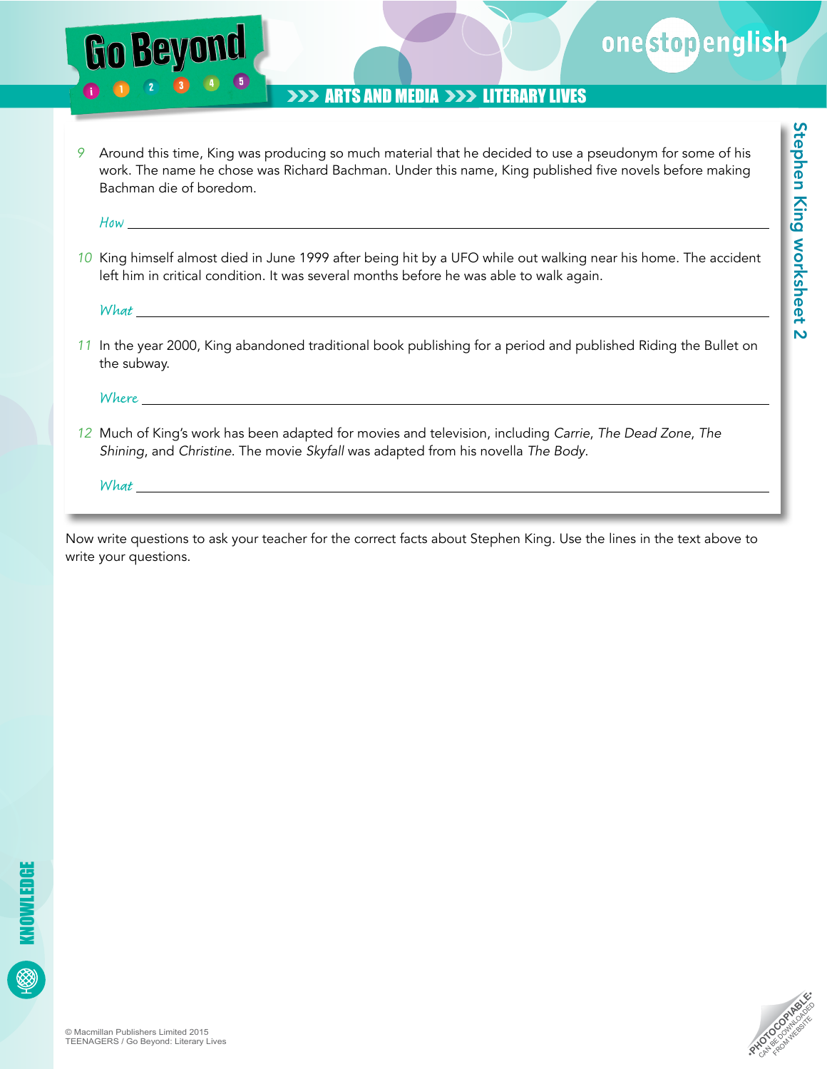9 Around this time, King was producing so much material that he decided to use a pseudonym for some of his work. The name he chose was Richard Bachman. Under this name, King published five novels before making Bachman die of boredom.

*How* ______________________________________________

10 King himself almost died in June 1999 after being hit by a UFO while out walking near his home. The accident left him in critical condition. It was several months before he was able to walk again.

*What* ______________________________________________

11 In the year 2000, King abandoned traditional book publishing for a period and published Riding the Bullet on the subway.

*Where* ______________________________________________

12 Much of King's work has been adapted for movies and television, including *Carrie*, *The Dead Zone*, *The Shining*, and *Christine*. The movie *Skyfall* was adapted from his novella *The Body*.

*What* ______________________________________________

Now write questions to ask your teacher for the correct facts about Stephen King. Use the lines in the text above to write your questions.

© Macmillan Publishers Limited 2015
TEENAGERS / Go Beyond: Literary Lives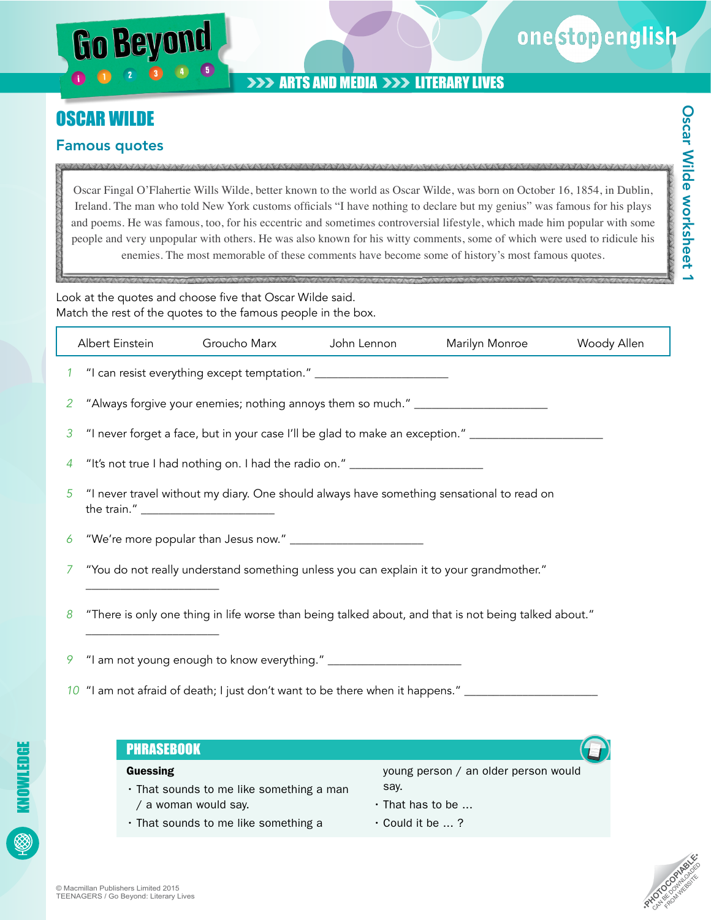# OSCAR WILDE

## Famous quotes

Oscar Fingal O'Flahertie Wills Wilde, better known to the world as Oscar Wilde, was born on October 16, 1854, in Dublin, Ireland. The man who told New York customs officials "I have nothing to declare but my genius" was famous for his plays and poems. He was famous, too, for his eccentric and sometimes controversial lifestyle, which made him popular with some people and very unpopular with others. He was also known for his witty comments, some of which were used to ridicule his enemies. The most memorable of these comments have become some of history's most famous quotes.

Look at the quotes and choose five that Oscar Wilde said.
Match the rest of the quotes to the famous people in the box.

| | | | | |
|---|---|---|---|---|
| Albert Einstein | Groucho Marx | John Lennon | Marilyn Monroe | Woody Allen |

1 "I can resist everything except temptation." ____________________

2 "Always forgive your enemies; nothing annoys them so much." ____________________

3 "I never forget a face, but in your case I'll be glad to make an exception." ____________________

4 "It's not true I had nothing on. I had the radio on." ____________________

5 "I never travel without my diary. One should always have something sensational to read on the train." ____________________

6 "We're more popular than Jesus now." ____________________

7 "You do not really understand something unless you can explain it to your grandmother." ____________________

8 "There is only one thing in life worse than being talked about, and that is not being talked about." ____________________

9 "I am not young enough to know everything." ____________________

10 "I am not afraid of death; I just don't want to be there when it happens." ____________________

### PHRASEBOOK

**Guessing**

- That sounds to me like something a man / a woman would say.
- That sounds to me like something a young person / an older person would say.
- That has to be …
- Could it be … ?

© Macmillan Publishers Limited 2015
TEENAGERS / Go Beyond: Literary Lives